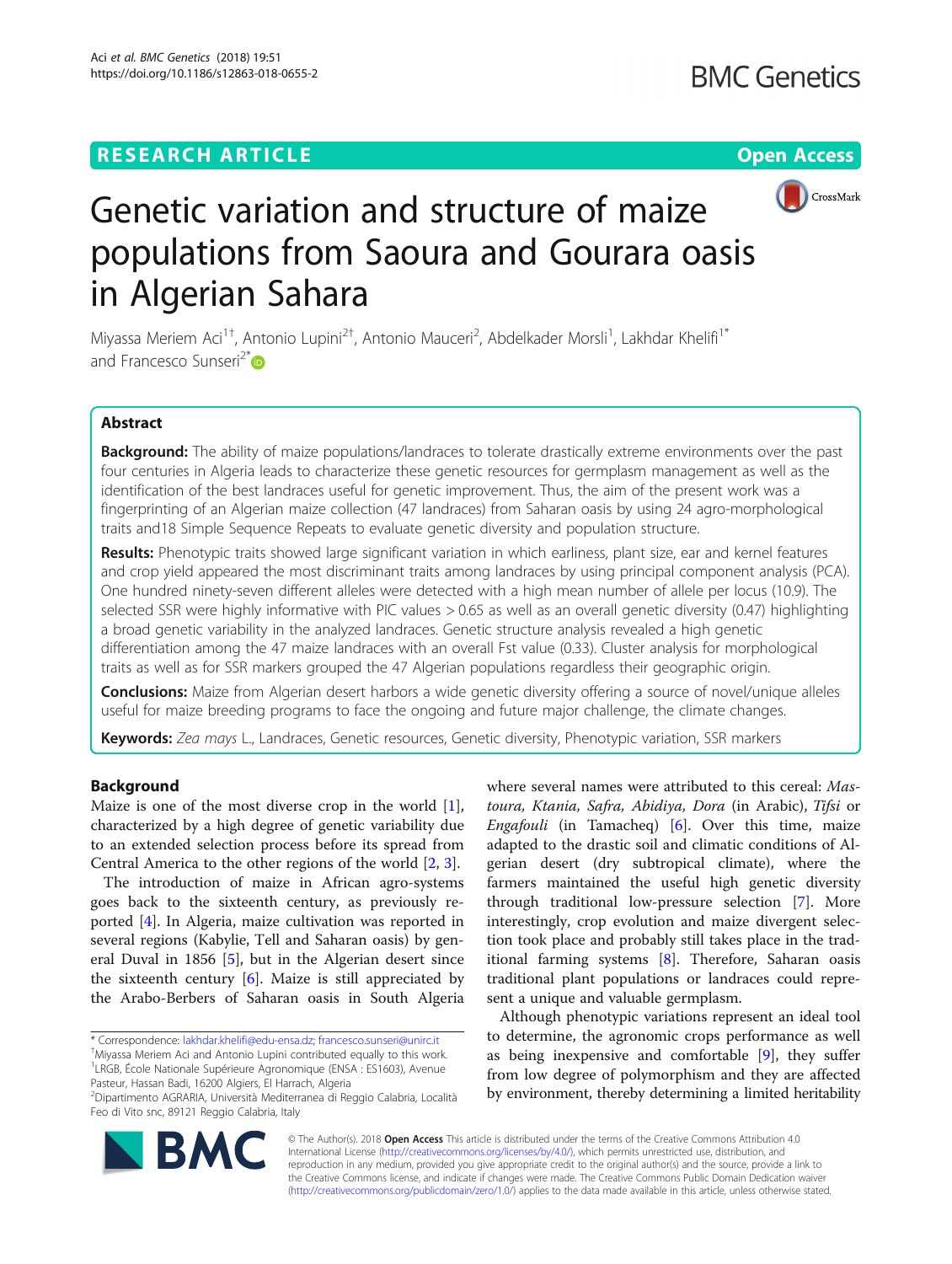RESEARCH ARTICLE

Open Access

# Genetic variation and structure of maize populations from Saoura and Gourara oasis in Algerian Sahara

Miyassa Meriem Aci[1†], Antonio Lupini[2†], Antonio Mauceri[2], Abdelkader Morsli[1], Lakhdar Khelifi[1*] and Francesco Sunseri[2*]

## Abstract

**Background:** The ability of maize populations/landraces to tolerate drastically extreme environments over the past four centuries in Algeria leads to characterize these genetic resources for germplasm management as well as the identification of the best landraces useful for genetic improvement. Thus, the aim of the present work was a fingerprinting of an Algerian maize collection (47 landraces) from Saharan oasis by using 24 agro-morphological traits and18 Simple Sequence Repeats to evaluate genetic diversity and population structure.

**Results:** Phenotypic traits showed large significant variation in which earliness, plant size, ear and kernel features and crop yield appeared the most discriminant traits among landraces by using principal component analysis (PCA). One hundred ninety-seven different alleles were detected with a high mean number of allele per locus (10.9). The selected SSR were highly informative with PIC values > 0.65 as well as an overall genetic diversity (0.47) highlighting a broad genetic variability in the analyzed landraces. Genetic structure analysis revealed a high genetic differentiation among the 47 maize landraces with an overall Fst value (0.33). Cluster analysis for morphological traits as well as for SSR markers grouped the 47 Algerian populations regardless their geographic origin.

**Conclusions:** Maize from Algerian desert harbors a wide genetic diversity offering a source of novel/unique alleles useful for maize breeding programs to face the ongoing and future major challenge, the climate changes.

**Keywords:** *Zea mays* L., Landraces, Genetic resources, Genetic diversity, Phenotypic variation, SSR markers

## Background

Maize is one of the most diverse crop in the world [1], characterized by a high degree of genetic variability due to an extended selection process before its spread from Central America to the other regions of the world [2, 3].

The introduction of maize in African agro-systems goes back to the sixteenth century, as previously reported [4]. In Algeria, maize cultivation was reported in several regions (Kabylie, Tell and Saharan oasis) by general Duval in 1856 [5], but in the Algerian desert since the sixteenth century [6]. Maize is still appreciated by the Arabo-Berbers of Saharan oasis in South Algeria where several names were attributed to this cereal: *Mastoura, Ktania, Safra, Abidiya, Dora* (in Arabic), *Tifsi* or *Engafouli* (in Tamacheq) [6]. Over this time, maize adapted to the drastic soil and climatic conditions of Algerian desert (dry subtropical climate), where the farmers maintained the useful high genetic diversity through traditional low-pressure selection [7]. More interestingly, crop evolution and maize divergent selection took place and probably still takes place in the traditional farming systems [8]. Therefore, Saharan oasis traditional plant populations or landraces could represent a unique and valuable germplasm.

Although phenotypic variations represent an ideal tool to determine, the agronomic crops performance as well as being inexpensive and comfortable [9], they suffer from low degree of polymorphism and they are affected by environment, thereby determining a limited heritability

\* Correspondence: lakhdar.khelifi@edu-ensa.dz; francesco.sunseri@unirc.it
†Miyassa Meriem Aci and Antonio Lupini contributed equally to this work.
[1]LRGB, École Nationale Supérieure Agronomique (ENSA : ES1603), Avenue Pasteur, Hassan Badi, 16200 Algiers, El Harrach, Algeria
[2]Dipartimento AGRARIA, Università Mediterranea di Reggio Calabria, Località Feo di Vito snc, 89121 Reggio Calabria, Italy

© The Author(s). 2018 **Open Access** This article is distributed under the terms of the Creative Commons Attribution 4.0 International License (http://creativecommons.org/licenses/by/4.0/), which permits unrestricted use, distribution, and reproduction in any medium, provided you give appropriate credit to the original author(s) and the source, provide a link to the Creative Commons license, and indicate if changes were made. The Creative Commons Public Domain Dedication waiver (http://creativecommons.org/publicdomain/zero/1.0/) applies to the data made available in this article, unless otherwise stated.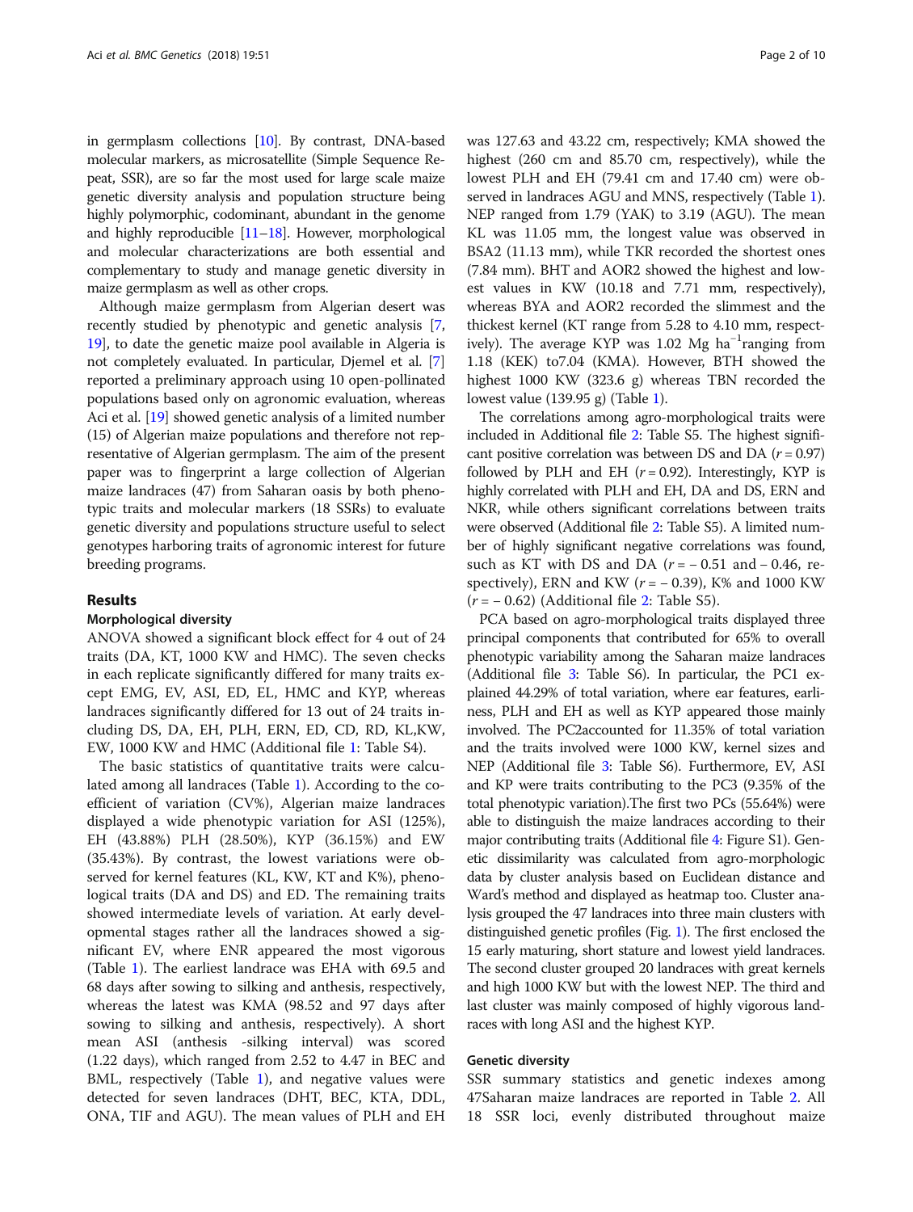in germplasm collections [10]. By contrast, DNA-based molecular markers, as microsatellite (Simple Sequence Repeat, SSR), are so far the most used for large scale maize genetic diversity analysis and population structure being highly polymorphic, codominant, abundant in the genome and highly reproducible [11–18]. However, morphological and molecular characterizations are both essential and complementary to study and manage genetic diversity in maize germplasm as well as other crops.

Although maize germplasm from Algerian desert was recently studied by phenotypic and genetic analysis [7, 19], to date the genetic maize pool available in Algeria is not completely evaluated. In particular, Djemel et al. [7] reported a preliminary approach using 10 open-pollinated populations based only on agronomic evaluation, whereas Aci et al. [19] showed genetic analysis of a limited number (15) of Algerian maize populations and therefore not representative of Algerian germplasm. The aim of the present paper was to fingerprint a large collection of Algerian maize landraces (47) from Saharan oasis by both phenotypic traits and molecular markers (18 SSRs) to evaluate genetic diversity and populations structure useful to select genotypes harboring traits of agronomic interest for future breeding programs.

## Results

### Morphological diversity

ANOVA showed a significant block effect for 4 out of 24 traits (DA, KT, 1000 KW and HMC). The seven checks in each replicate significantly differed for many traits except EMG, EV, ASI, ED, EL, HMC and KYP, whereas landraces significantly differed for 13 out of 24 traits including DS, DA, EH, PLH, ERN, ED, CD, RD, KL,KW, EW, 1000 KW and HMC (Additional file 1: Table S4).

The basic statistics of quantitative traits were calculated among all landraces (Table 1). According to the coefficient of variation (CV%), Algerian maize landraces displayed a wide phenotypic variation for ASI (125%), EH (43.88%) PLH (28.50%), KYP (36.15%) and EW (35.43%). By contrast, the lowest variations were observed for kernel features (KL, KW, KT and K%), phenological traits (DA and DS) and ED. The remaining traits showed intermediate levels of variation. At early developmental stages rather all the landraces showed a significant EV, where ENR appeared the most vigorous (Table 1). The earliest landrace was EHA with 69.5 and 68 days after sowing to silking and anthesis, respectively, whereas the latest was KMA (98.52 and 97 days after sowing to silking and anthesis, respectively). A short mean ASI (anthesis -silking interval) was scored (1.22 days), which ranged from 2.52 to 4.47 in BEC and BML, respectively (Table 1), and negative values were detected for seven landraces (DHT, BEC, KTA, DDL, ONA, TIF and AGU). The mean values of PLH and EH was 127.63 and 43.22 cm, respectively; KMA showed the highest (260 cm and 85.70 cm, respectively), while the lowest PLH and EH (79.41 cm and 17.40 cm) were observed in landraces AGU and MNS, respectively (Table 1). NEP ranged from 1.79 (YAK) to 3.19 (AGU). The mean KL was 11.05 mm, the longest value was observed in BSA2 (11.13 mm), while TKR recorded the shortest ones (7.84 mm). BHT and AOR2 showed the highest and lowest values in KW (10.18 and 7.71 mm, respectively), whereas BYA and AOR2 recorded the slimmest and the thickest kernel (KT range from 5.28 to 4.10 mm, respectively). The average KYP was 1.02 Mg ha$^{-1}$ranging from 1.18 (KEK) to7.04 (KMA). However, BTH showed the highest 1000 KW (323.6 g) whereas TBN recorded the lowest value (139.95 g) (Table 1).

The correlations among agro-morphological traits were included in Additional file 2: Table S5. The highest significant positive correlation was between DS and DA ($r = 0.97$) followed by PLH and EH ($r = 0.92$). Interestingly, KYP is highly correlated with PLH and EH, DA and DS, ERN and NKR, while others significant correlations between traits were observed (Additional file 2: Table S5). A limited number of highly significant negative correlations was found, such as KT with DS and DA ($r = -0.51$ and $-0.46$, respectively), ERN and KW ($r = -0.39$), K% and 1000 KW ($r = -0.62$) (Additional file 2: Table S5).

PCA based on agro-morphological traits displayed three principal components that contributed for 65% to overall phenotypic variability among the Saharan maize landraces (Additional file 3: Table S6). In particular, the PC1 explained 44.29% of total variation, where ear features, earliness, PLH and EH as well as KYP appeared those mainly involved. The PC2accounted for 11.35% of total variation and the traits involved were 1000 KW, kernel sizes and NEP (Additional file 3: Table S6). Furthermore, EV, ASI and KP were traits contributing to the PC3 (9.35% of the total phenotypic variation).The first two PCs (55.64%) were able to distinguish the maize landraces according to their major contributing traits (Additional file 4: Figure S1). Genetic dissimilarity was calculated from agro-morphologic data by cluster analysis based on Euclidean distance and Ward's method and displayed as heatmap too. Cluster analysis grouped the 47 landraces into three main clusters with distinguished genetic profiles (Fig. 1). The first enclosed the 15 early maturing, short stature and lowest yield landraces. The second cluster grouped 20 landraces with great kernels and high 1000 KW but with the lowest NEP. The third and last cluster was mainly composed of highly vigorous landraces with long ASI and the highest KYP.

### Genetic diversity

SSR summary statistics and genetic indexes among 47Saharan maize landraces are reported in Table 2. All 18 SSR loci, evenly distributed throughout maize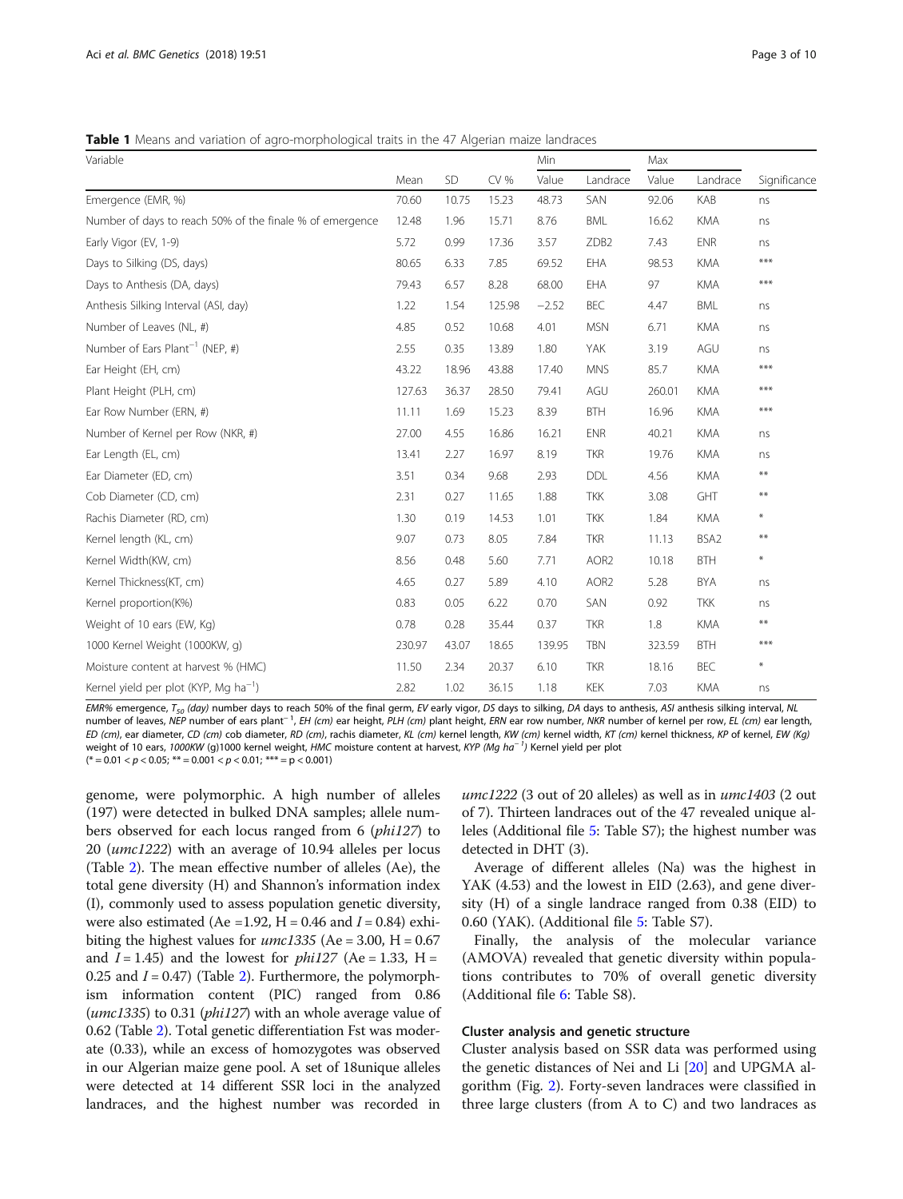**Table 1** Means and variation of agro-morphological traits in the 47 Algerian maize landraces

| Variable | Mean | SD | CV % | Min |  | Max |  | Significance |
|---|---|---|---|---|---|---|---|---|
|  |  |  |  | Value | Landrace | Value | Landrace |  |
| Emergence (EMR, %) | 70.60 | 10.75 | 15.23 | 48.73 | SAN | 92.06 | KAB | ns |
| Number of days to reach 50% of the finale % of emergence | 12.48 | 1.96 | 15.71 | 8.76 | BML | 16.62 | KMA | ns |
| Early Vigor (EV, 1-9) | 5.72 | 0.99 | 17.36 | 3.57 | ZDB2 | 7.43 | ENR | ns |
| Days to Silking (DS, days) | 80.65 | 6.33 | 7.85 | 69.52 | EHA | 98.53 | KMA | *** |
| Days to Anthesis (DA, days) | 79.43 | 6.57 | 8.28 | 68.00 | EHA | 97 | KMA | *** |
| Anthesis Silking Interval (ASI, day) | 1.22 | 1.54 | 125.98 | −2.52 | BEC | 4.47 | BML | ns |
| Number of Leaves (NL, #) | 4.85 | 0.52 | 10.68 | 4.01 | MSN | 6.71 | KMA | ns |
| Number of Ears Plant$^{-1}$ (NEP, #) | 2.55 | 0.35 | 13.89 | 1.80 | YAK | 3.19 | AGU | ns |
| Ear Height (EH, cm) | 43.22 | 18.96 | 43.88 | 17.40 | MNS | 85.7 | KMA | *** |
| Plant Height (PLH, cm) | 127.63 | 36.37 | 28.50 | 79.41 | AGU | 260.01 | KMA | *** |
| Ear Row Number (ERN, #) | 11.11 | 1.69 | 15.23 | 8.39 | BTH | 16.96 | KMA | *** |
| Number of Kernel per Row (NKR, #) | 27.00 | 4.55 | 16.86 | 16.21 | ENR | 40.21 | KMA | ns |
| Ear Length (EL, cm) | 13.41 | 2.27 | 16.97 | 8.19 | TKR | 19.76 | KMA | ns |
| Ear Diameter (ED, cm) | 3.51 | 0.34 | 9.68 | 2.93 | DDL | 4.56 | KMA | ** |
| Cob Diameter (CD, cm) | 2.31 | 0.27 | 11.65 | 1.88 | TKK | 3.08 | GHT | ** |
| Rachis Diameter (RD, cm) | 1.30 | 0.19 | 14.53 | 1.01 | TKK | 1.84 | KMA | * |
| Kernel length (KL, cm) | 9.07 | 0.73 | 8.05 | 7.84 | TKR | 11.13 | BSA2 | ** |
| Kernel Width(KW, cm) | 8.56 | 0.48 | 5.60 | 7.71 | AOR2 | 10.18 | BTH | * |
| Kernel Thickness(KT, cm) | 4.65 | 0.27 | 5.89 | 4.10 | AOR2 | 5.28 | BYA | ns |
| Kernel proportion(K%) | 0.83 | 0.05 | 6.22 | 0.70 | SAN | 0.92 | TKK | ns |
| Weight of 10 ears (EW, Kg) | 0.78 | 0.28 | 35.44 | 0.37 | TKR | 1.8 | KMA | ** |
| 1000 Kernel Weight (1000KW, g) | 230.97 | 43.07 | 18.65 | 139.95 | TBN | 323.59 | BTH | *** |
| Moisture content at harvest % (HMC) | 11.50 | 2.34 | 20.37 | 6.10 | TKR | 18.16 | BEC | * |
| Kernel yield per plot (KYP, Mg ha$^{-1}$) | 2.82 | 1.02 | 36.15 | 1.18 | KEK | 7.03 | KMA | ns |

*EMR%* emergence, *$T_{50}$ (day)* number days to reach 50% of the final germ, *EV* early vigor, *DS* days to silking, *DA* days to anthesis, *ASI* anthesis silking interval, *NL* number of leaves, *NEP* number of ears plant$^{-1}$, *EH (cm)* ear height, *PLH (cm)* plant height, *ERN* ear row number, *NKR* number of kernel per row, *EL (cm)* ear length, *ED (cm)*, ear diameter, *CD (cm)* cob diameter, *RD (cm)*, rachis diameter, *KL (cm)* kernel length, *KW (cm)* kernel width, *KT (cm)* kernel thickness, *KP* of kernel, *EW (Kg)* weight of 10 ears, *1000KW* (g)1000 kernel weight, *HMC* moisture content at harvest, *KYP (Mg ha$^{-1}$)* Kernel yield per plot
(* = 0.01 < p < 0.05; ** = 0.001 < p < 0.01; *** = p < 0.001)

genome, were polymorphic. A high number of alleles (197) were detected in bulked DNA samples; allele numbers observed for each locus ranged from 6 (*phi127*) to 20 (*umc1222*) with an average of 10.94 alleles per locus (Table 2). The mean effective number of alleles (Ae), the total gene diversity (H) and Shannon's information index (I), commonly used to assess population genetic diversity, were also estimated (Ae =1.92, H = 0.46 and *I* = 0.84) exhibiting the highest values for *umc1335* (Ae = 3.00, H = 0.67 and *I* = 1.45) and the lowest for *phi127* (Ae = 1.33, H = 0.25 and *I* = 0.47) (Table 2). Furthermore, the polymorphism information content (PIC) ranged from 0.86 (*umc1335*) to 0.31 (*phi127*) with an whole average value of 0.62 (Table 2). Total genetic differentiation Fst was moderate (0.33), while an excess of homozygotes was observed in our Algerian maize gene pool. A set of 18unique alleles were detected at 14 different SSR loci in the analyzed landraces, and the highest number was recorded in *umc1222* (3 out of 20 alleles) as well as in *umc1403* (2 out of 7). Thirteen landraces out of the 47 revealed unique alleles (Additional file 5: Table S7); the highest number was detected in DHT (3).

Average of different alleles (Na) was the highest in YAK (4.53) and the lowest in EID (2.63), and gene diversity (H) of a single landrace ranged from 0.38 (EID) to 0.60 (YAK). (Additional file 5: Table S7).

Finally, the analysis of the molecular variance (AMOVA) revealed that genetic diversity within populations contributes to 70% of overall genetic diversity (Additional file 6: Table S8).

### Cluster analysis and genetic structure

Cluster analysis based on SSR data was performed using the genetic distances of Nei and Li [20] and UPGMA algorithm (Fig. 2). Forty-seven landraces were classified in three large clusters (from A to C) and two landraces as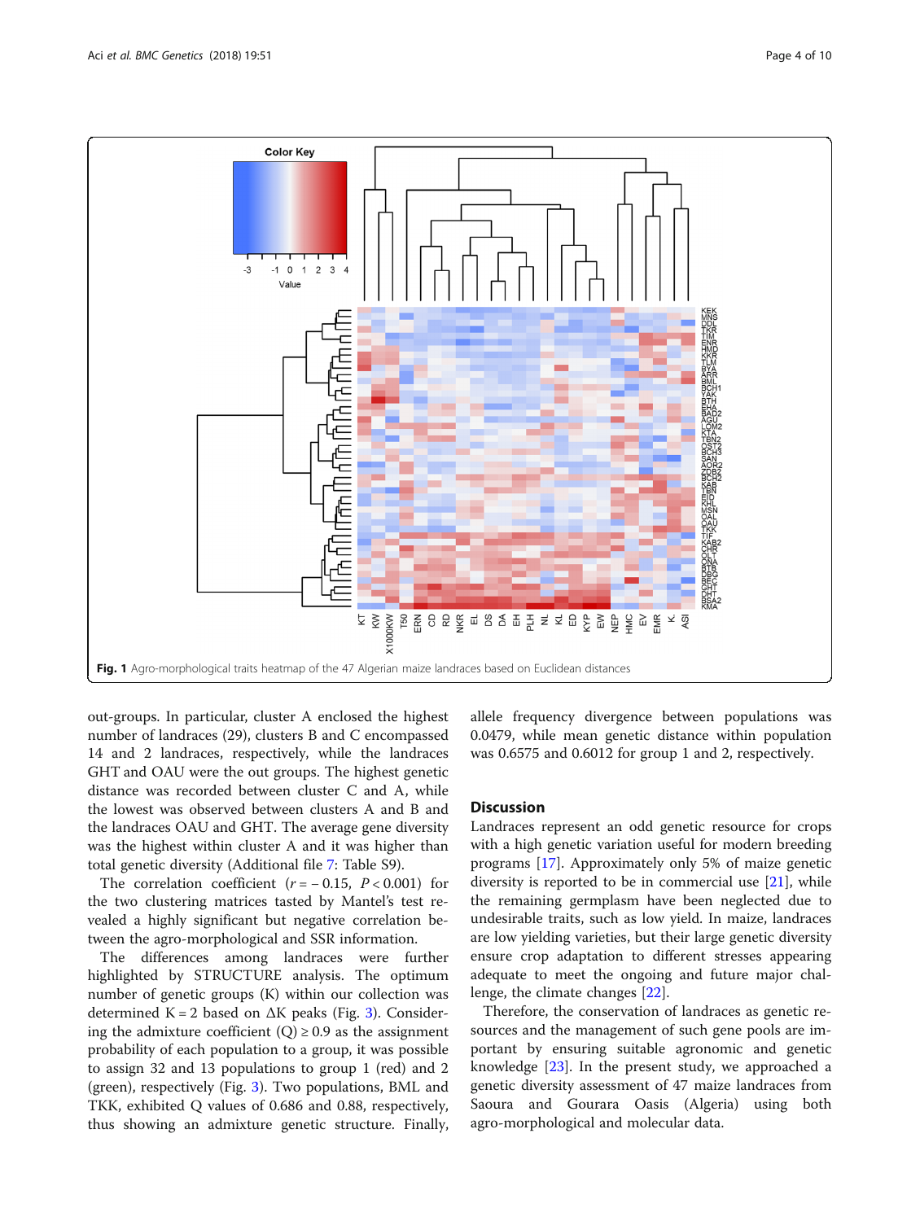Fig. 1 Agro-morphological traits heatmap of the 47 Algerian maize landraces based on Euclidean distances

out-groups. In particular, cluster A enclosed the highest number of landraces (29), clusters B and C encompassed 14 and 2 landraces, respectively, while the landraces GHT and OAU were the out groups. The highest genetic distance was recorded between cluster C and A, while the lowest was observed between clusters A and B and the landraces OAU and GHT. The average gene diversity was the highest within cluster A and it was higher than total genetic diversity (Additional file 7: Table S9).

The correlation coefficient ($r = -0.15$, $P < 0.001$) for the two clustering matrices tasted by Mantel's test revealed a highly significant but negative correlation between the agro-morphological and SSR information.

The differences among landraces were further highlighted by STRUCTURE analysis. The optimum number of genetic groups (K) within our collection was determined K = 2 based on ΔK peaks (Fig. 3). Considering the admixture coefficient (Q) ≥ 0.9 as the assignment probability of each population to a group, it was possible to assign 32 and 13 populations to group 1 (red) and 2 (green), respectively (Fig. 3). Two populations, BML and TKK, exhibited Q values of 0.686 and 0.88, respectively, thus showing an admixture genetic structure. Finally, allele frequency divergence between populations was 0.0479, while mean genetic distance within population was 0.6575 and 0.6012 for group 1 and 2, respectively.

## Discussion

Landraces represent an odd genetic resource for crops with a high genetic variation useful for modern breeding programs [17]. Approximately only 5% of maize genetic diversity is reported to be in commercial use [21], while the remaining germplasm have been neglected due to undesirable traits, such as low yield. In maize, landraces are low yielding varieties, but their large genetic diversity ensure crop adaptation to different stresses appearing adequate to meet the ongoing and future major challenge, the climate changes [22].

Therefore, the conservation of landraces as genetic resources and the management of such gene pools are important by ensuring suitable agronomic and genetic knowledge [23]. In the present study, we approached a genetic diversity assessment of 47 maize landraces from Saoura and Gourara Oasis (Algeria) using both agro-morphological and molecular data.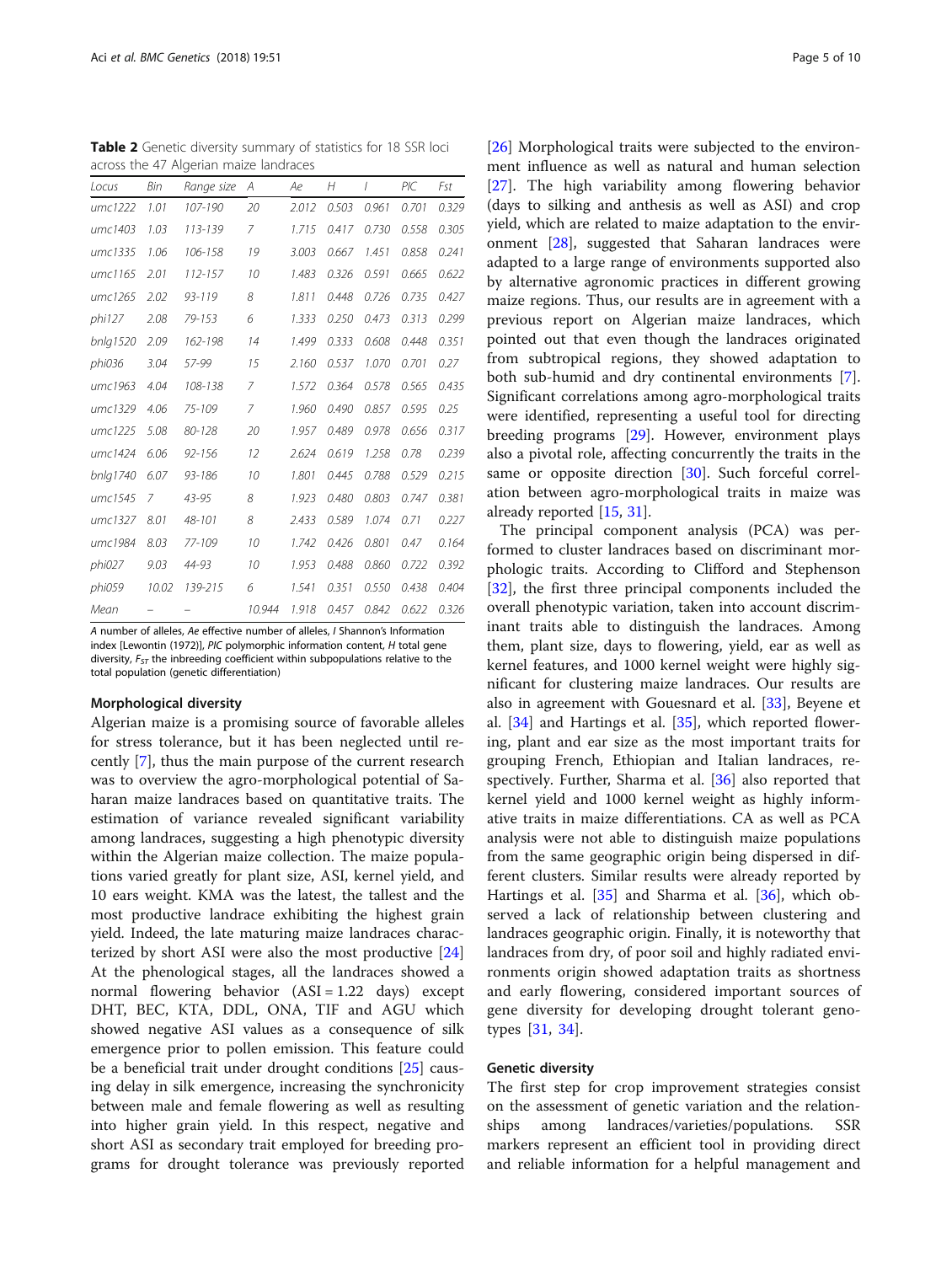**Table 2** Genetic diversity summary of statistics for 18 SSR loci across the 47 Algerian maize landraces

| Locus | Bin | Range size | A | Ae | H | I | PIC | Fst |
|---|---|---|---|---|---|---|---|---|
| umc1222 | 1.01 | 107-190 | 20 | 2.012 | 0.503 | 0.961 | 0.701 | 0.329 |
| umc1403 | 1.03 | 113-139 | 7 | 1.715 | 0.417 | 0.730 | 0.558 | 0.305 |
| umc1335 | 1.06 | 106-158 | 19 | 3.003 | 0.667 | 1.451 | 0.858 | 0.241 |
| umc1165 | 2.01 | 112-157 | 10 | 1.483 | 0.326 | 0.591 | 0.665 | 0.622 |
| umc1265 | 2.02 | 93-119 | 8 | 1.811 | 0.448 | 0.726 | 0.735 | 0.427 |
| phi127 | 2.08 | 79-153 | 6 | 1.333 | 0.250 | 0.473 | 0.313 | 0.299 |
| bnlg1520 | 2.09 | 162-198 | 14 | 1.499 | 0.333 | 0.608 | 0.448 | 0.351 |
| phi036 | 3.04 | 57-99 | 15 | 2.160 | 0.537 | 1.070 | 0.701 | 0.27 |
| umc1963 | 4.04 | 108-138 | 7 | 1.572 | 0.364 | 0.578 | 0.565 | 0.435 |
| umc1329 | 4.06 | 75-109 | 7 | 1.960 | 0.490 | 0.857 | 0.595 | 0.25 |
| umc1225 | 5.08 | 80-128 | 20 | 1.957 | 0.489 | 0.978 | 0.656 | 0.317 |
| umc1424 | 6.06 | 92-156 | 12 | 2.624 | 0.619 | 1.258 | 0.78 | 0.239 |
| bnlg1740 | 6.07 | 93-186 | 10 | 1.801 | 0.445 | 0.788 | 0.529 | 0.215 |
| umc1545 | 7 | 43-95 | 8 | 1.923 | 0.480 | 0.803 | 0.747 | 0.381 |
| umc1327 | 8.01 | 48-101 | 8 | 2.433 | 0.589 | 1.074 | 0.71 | 0.227 |
| umc1984 | 8.03 | 77-109 | 10 | 1.742 | 0.426 | 0.801 | 0.47 | 0.164 |
| phi027 | 9.03 | 44-93 | 10 | 1.953 | 0.488 | 0.860 | 0.722 | 0.392 |
| phi059 | 10.02 | 139-215 | 6 | 1.541 | 0.351 | 0.550 | 0.438 | 0.404 |
| Mean | – | – | 10.944 | 1.918 | 0.457 | 0.842 | 0.622 | 0.326 |

*A* number of alleles, *Ae* effective number of alleles, *I* Shannon's Information index [Lewontin (1972)], *PIC* polymorphic information content, *H* total gene diversity, $F_{ST}$ the inbreeding coefficient within subpopulations relative to the total population (genetic differentiation)

### Morphological diversity

Algerian maize is a promising source of favorable alleles for stress tolerance, but it has been neglected until recently [7], thus the main purpose of the current research was to overview the agro-morphological potential of Saharan maize landraces based on quantitative traits. The estimation of variance revealed significant variability among landraces, suggesting a high phenotypic diversity within the Algerian maize collection. The maize populations varied greatly for plant size, ASI, kernel yield, and 10 ears weight. KMA was the latest, the tallest and the most productive landrace exhibiting the highest grain yield. Indeed, the late maturing maize landraces characterized by short ASI were also the most productive [24] At the phenological stages, all the landraces showed a normal flowering behavior (ASI = 1.22 days) except DHT, BEC, KTA, DDL, ONA, TIF and AGU which showed negative ASI values as a consequence of silk emergence prior to pollen emission. This feature could be a beneficial trait under drought conditions [25] causing delay in silk emergence, increasing the synchronicity between male and female flowering as well as resulting into higher grain yield. In this respect, negative and short ASI as secondary trait employed for breeding programs for drought tolerance was previously reported [26] Morphological traits were subjected to the environment influence as well as natural and human selection [27]. The high variability among flowering behavior (days to silking and anthesis as well as ASI) and crop yield, which are related to maize adaptation to the environment [28], suggested that Saharan landraces were adapted to a large range of environments supported also by alternative agronomic practices in different growing maize regions. Thus, our results are in agreement with a previous report on Algerian maize landraces, which pointed out that even though the landraces originated from subtropical regions, they showed adaptation to both sub-humid and dry continental environments [7]. Significant correlations among agro-morphological traits were identified, representing a useful tool for directing breeding programs [29]. However, environment plays also a pivotal role, affecting concurrently the traits in the same or opposite direction [30]. Such forceful correlation between agro-morphological traits in maize was already reported [15, 31].

The principal component analysis (PCA) was performed to cluster landraces based on discriminant morphologic traits. According to Clifford and Stephenson [32], the first three principal components included the overall phenotypic variation, taken into account discriminant traits able to distinguish the landraces. Among them, plant size, days to flowering, yield, ear as well as kernel features, and 1000 kernel weight were highly significant for clustering maize landraces. Our results are also in agreement with Gouesnard et al. [33], Beyene et al. [34] and Hartings et al. [35], which reported flowering, plant and ear size as the most important traits for grouping French, Ethiopian and Italian landraces, respectively. Further, Sharma et al. [36] also reported that kernel yield and 1000 kernel weight as highly informative traits in maize differentiations. CA as well as PCA analysis were not able to distinguish maize populations from the same geographic origin being dispersed in different clusters. Similar results were already reported by Hartings et al. [35] and Sharma et al. [36], which observed a lack of relationship between clustering and landraces geographic origin. Finally, it is noteworthy that landraces from dry, of poor soil and highly radiated environments origin showed adaptation traits as shortness and early flowering, considered important sources of gene diversity for developing drought tolerant genotypes [31, 34].

### Genetic diversity

The first step for crop improvement strategies consist on the assessment of genetic variation and the relationships among landraces/varieties/populations. SSR markers represent an efficient tool in providing direct and reliable information for a helpful management and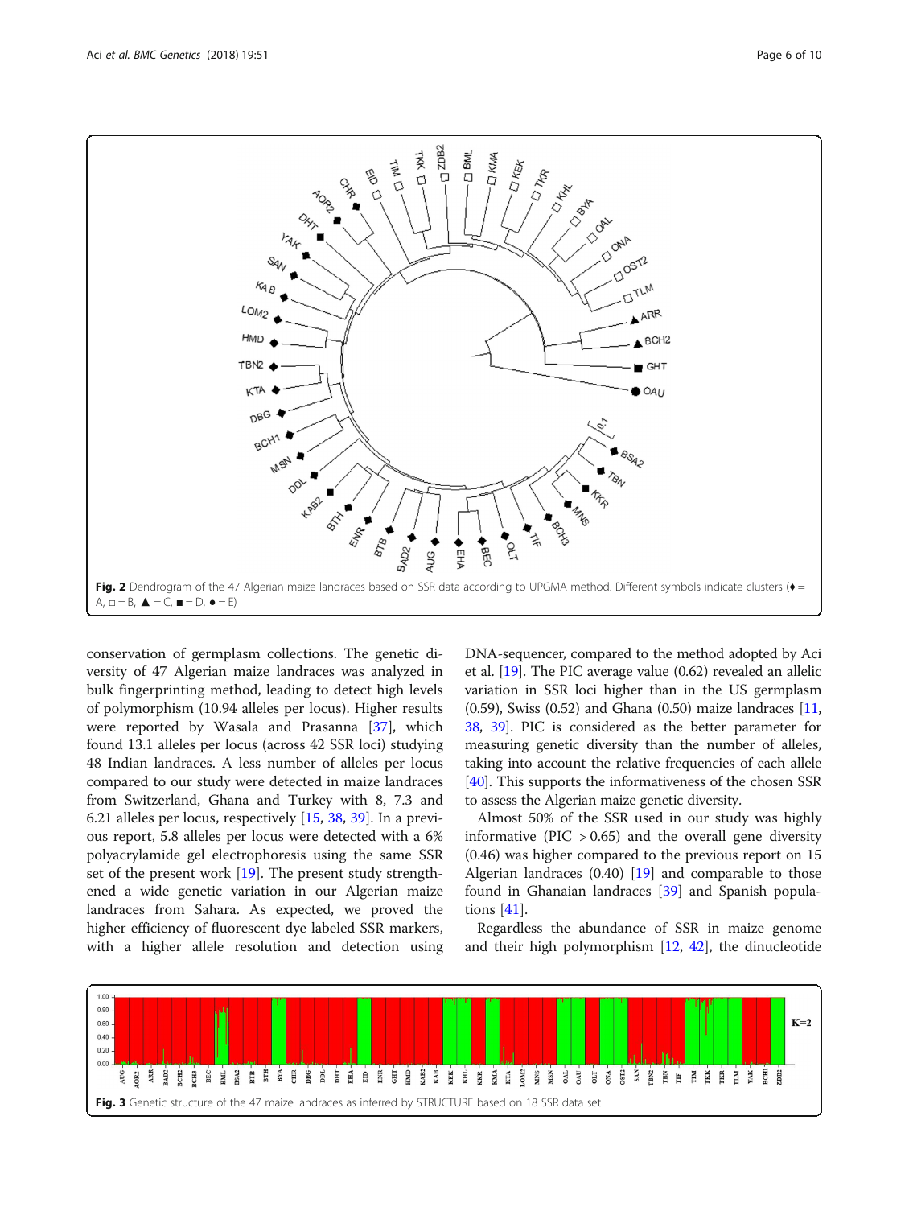Fig. 2 Dendrogram of the 47 Algerian maize landraces based on SSR data according to UPGMA method. Different symbols indicate clusters (♦ = A, □ = B, ▲ = C, ■ = D, ● = E)

conservation of germplasm collections. The genetic diversity of 47 Algerian maize landraces was analyzed in bulk fingerprinting method, leading to detect high levels of polymorphism (10.94 alleles per locus). Higher results were reported by Wasala and Prasanna [37], which found 13.1 alleles per locus (across 42 SSR loci) studying 48 Indian landraces. A less number of alleles per locus compared to our study were detected in maize landraces from Switzerland, Ghana and Turkey with 8, 7.3 and 6.21 alleles per locus, respectively [15, 38, 39]. In a previous report, 5.8 alleles per locus were detected with a 6% polyacrylamide gel electrophoresis using the same SSR set of the present work [19]. The present study strengthened a wide genetic variation in our Algerian maize landraces from Sahara. As expected, we proved the higher efficiency of fluorescent dye labeled SSR markers, with a higher allele resolution and detection using DNA-sequencer, compared to the method adopted by Aci et al. [19]. The PIC average value (0.62) revealed an allelic variation in SSR loci higher than in the US germplasm (0.59), Swiss (0.52) and Ghana (0.50) maize landraces [11, 38, 39]. PIC is considered as the better parameter for measuring genetic diversity than the number of alleles, taking into account the relative frequencies of each allele [40]. This supports the informativeness of the chosen SSR to assess the Algerian maize genetic diversity.

Almost 50% of the SSR used in our study was highly informative (PIC > 0.65) and the overall gene diversity (0.46) was higher compared to the previous report on 15 Algerian landraces (0.40) [19] and comparable to those found in Ghanaian landraces [39] and Spanish populations [41].

Regardless the abundance of SSR in maize genome and their high polymorphism [12, 42], the dinucleotide

Fig. 3 Genetic structure of the 47 maize landraces as inferred by STRUCTURE based on 18 SSR data set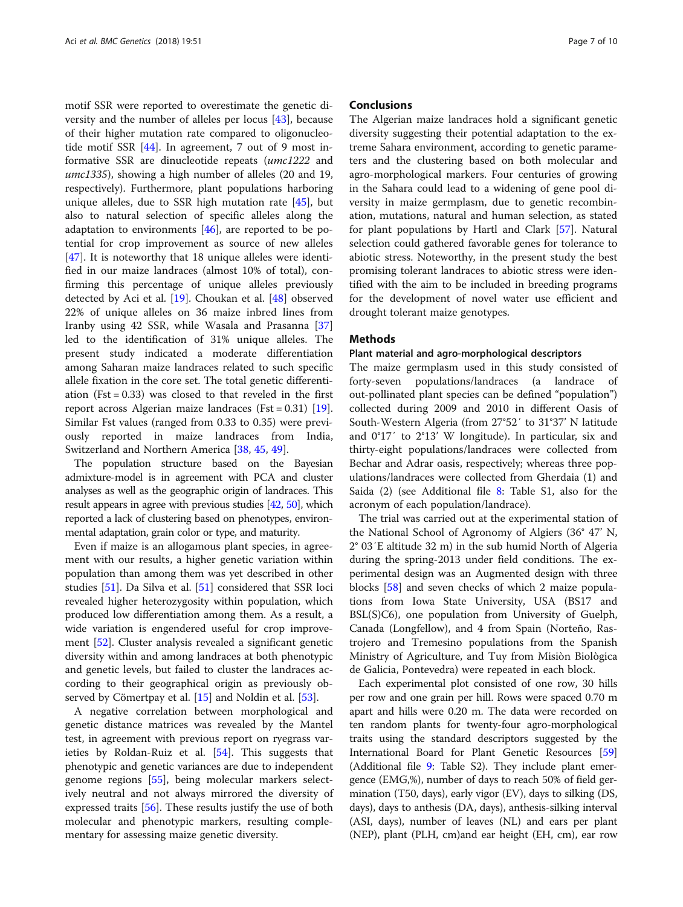motif SSR were reported to overestimate the genetic diversity and the number of alleles per locus [43], because of their higher mutation rate compared to oligonucleotide motif SSR [44]. In agreement, 7 out of 9 most informative SSR are dinucleotide repeats (*umc1222* and *umc1335*), showing a high number of alleles (20 and 19, respectively). Furthermore, plant populations harboring unique alleles, due to SSR high mutation rate [45], but also to natural selection of specific alleles along the adaptation to environments [46], are reported to be potential for crop improvement as source of new alleles [47]. It is noteworthy that 18 unique alleles were identified in our maize landraces (almost 10% of total), confirming this percentage of unique alleles previously detected by Aci et al. [19]. Choukan et al. [48] observed 22% of unique alleles on 36 maize inbred lines from Iranby using 42 SSR, while Wasala and Prasanna [37] led to the identification of 31% unique alleles. The present study indicated a moderate differentiation among Saharan maize landraces related to such specific allele fixation in the core set. The total genetic differentiation (Fst = 0.33) was closed to that reveled in the first report across Algerian maize landraces (Fst = 0.31) [19]. Similar Fst values (ranged from 0.33 to 0.35) were previously reported in maize landraces from India, Switzerland and Northern America [38, 45, 49].

The population structure based on the Bayesian admixture-model is in agreement with PCA and cluster analyses as well as the geographic origin of landraces. This result appears in agree with previous studies [42, 50], which reported a lack of clustering based on phenotypes, environmental adaptation, grain color or type, and maturity.

Even if maize is an allogamous plant species, in agreement with our results, a higher genetic variation within population than among them was yet described in other studies [51]. Da Silva et al. [51] considered that SSR loci revealed higher heterozygosity within population, which produced low differentiation among them. As a result, a wide variation is engendered useful for crop improvement [52]. Cluster analysis revealed a significant genetic diversity within and among landraces at both phenotypic and genetic levels, but failed to cluster the landraces according to their geographical origin as previously observed by Cömertpay et al. [15] and Noldin et al. [53].

A negative correlation between morphological and genetic distance matrices was revealed by the Mantel test, in agreement with previous report on ryegrass varieties by Roldan-Ruiz et al. [54]. This suggests that phenotypic and genetic variances are due to independent genome regions [55], being molecular markers selectively neutral and not always mirrored the diversity of expressed traits [56]. These results justify the use of both molecular and phenotypic markers, resulting complementary for assessing maize genetic diversity.

## Conclusions

The Algerian maize landraces hold a significant genetic diversity suggesting their potential adaptation to the extreme Sahara environment, according to genetic parameters and the clustering based on both molecular and agro-morphological markers. Four centuries of growing in the Sahara could lead to a widening of gene pool diversity in maize germplasm, due to genetic recombination, mutations, natural and human selection, as stated for plant populations by Hartl and Clark [57]. Natural selection could gathered favorable genes for tolerance to abiotic stress. Noteworthy, in the present study the best promising tolerant landraces to abiotic stress were identified with the aim to be included in breeding programs for the development of novel water use efficient and drought tolerant maize genotypes.

## Methods

### Plant material and agro-morphological descriptors

The maize germplasm used in this study consisted of forty-seven populations/landraces (a landrace of out-pollinated plant species can be defined "population") collected during 2009 and 2010 in different Oasis of South-Western Algeria (from 27°52′ to 31°37′ N latitude and 0°17′ to 2°13′ W longitude). In particular, six and thirty-eight populations/landraces were collected from Bechar and Adrar oasis, respectively; whereas three populations/landraces were collected from Gherdaia (1) and Saida (2) (see Additional file 8: Table S1, also for the acronym of each population/landrace).

The trial was carried out at the experimental station of the National School of Agronomy of Algiers (36° 47′ N, 2° 03′E altitude 32 m) in the sub humid North of Algeria during the spring-2013 under field conditions. The experimental design was an Augmented design with three blocks [58] and seven checks of which 2 maize populations from Iowa State University, USA (BS17 and BSL(S)C6), one population from University of Guelph, Canada (Longfellow), and 4 from Spain (Norteño, Rastrojero and Tremesino populations from the Spanish Ministry of Agriculture, and Tuy from Misiòn Biològica de Galicia, Pontevedra) were repeated in each block.

Each experimental plot consisted of one row, 30 hills per row and one grain per hill. Rows were spaced 0.70 m apart and hills were 0.20 m. The data were recorded on ten random plants for twenty-four agro-morphological traits using the standard descriptors suggested by the International Board for Plant Genetic Resources [59] (Additional file 9: Table S2). They include plant emergence (EMG,%), number of days to reach 50% of field germination (T50, days), early vigor (EV), days to silking (DS, days), days to anthesis (DA, days), anthesis-silking interval (ASI, days), number of leaves (NL) and ears per plant (NEP), plant (PLH, cm)and ear height (EH, cm), ear row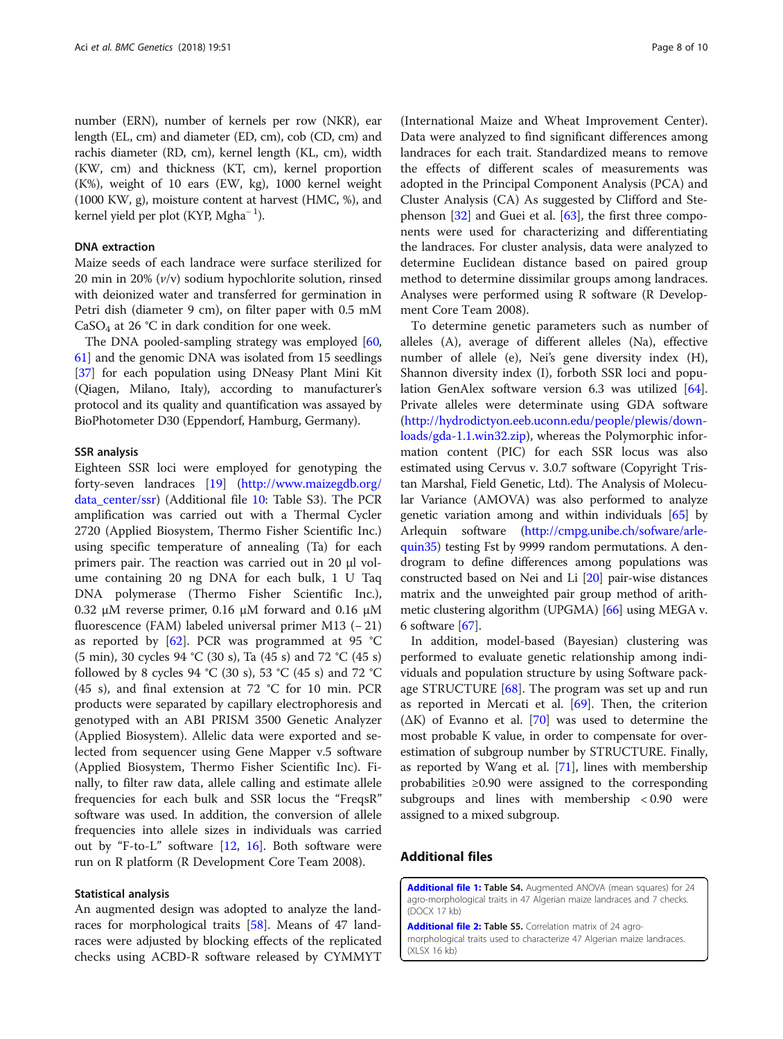number (ERN), number of kernels per row (NKR), ear length (EL, cm) and diameter (ED, cm), cob (CD, cm) and rachis diameter (RD, cm), kernel length (KL, cm), width (KW, cm) and thickness (KT, cm), kernel proportion (K%), weight of 10 ears (EW, kg), 1000 kernel weight (1000 KW, g), moisture content at harvest (HMC, %), and kernel yield per plot (KYP, $Mgha^{-1}$).

### DNA extraction

Maize seeds of each landrace were surface sterilized for 20 min in 20% (*v*/v) sodium hypochlorite solution, rinsed with deionized water and transferred for germination in Petri dish (diameter 9 cm), on filter paper with 0.5 mM $CaSO_4$ at 26 °C in dark condition for one week.

The DNA pooled-sampling strategy was employed [60, 61] and the genomic DNA was isolated from 15 seedlings [37] for each population using DNeasy Plant Mini Kit (Qiagen, Milano, Italy), according to manufacturer's protocol and its quality and quantification was assayed by BioPhotometer D30 (Eppendorf, Hamburg, Germany).

### SSR analysis

Eighteen SSR loci were employed for genotyping the forty-seven landraces [19] (http://www.maizegdb.org/data_center/ssr) (Additional file 10: Table S3). The PCR amplification was carried out with a Thermal Cycler 2720 (Applied Biosystem, Thermo Fisher Scientific Inc.) using specific temperature of annealing (Ta) for each primers pair. The reaction was carried out in 20 μl volume containing 20 ng DNA for each bulk, 1 U Taq DNA polymerase (Thermo Fisher Scientific Inc.), 0.32 μM reverse primer, 0.16 μM forward and 0.16 μM fluorescence (FAM) labeled universal primer M13 (− 21) as reported by [62]. PCR was programmed at 95 °C (5 min), 30 cycles 94 °C (30 s), Ta (45 s) and 72 °C (45 s) followed by 8 cycles 94 °C (30 s), 53 °C (45 s) and 72 °C (45 s), and final extension at 72 °C for 10 min. PCR products were separated by capillary electrophoresis and genotyped with an ABI PRISM 3500 Genetic Analyzer (Applied Biosystem). Allelic data were exported and selected from sequencer using Gene Mapper v.5 software (Applied Biosystem, Thermo Fisher Scientific Inc). Finally, to filter raw data, allele calling and estimate allele frequencies for each bulk and SSR locus the "FreqsR" software was used. In addition, the conversion of allele frequencies into allele sizes in individuals was carried out by "F-to-L" software [12, 16]. Both software were run on R platform (R Development Core Team 2008).

### Statistical analysis

An augmented design was adopted to analyze the landraces for morphological traits [58]. Means of 47 landraces were adjusted by blocking effects of the replicated checks using ACBD-R software released by CYMMYT (International Maize and Wheat Improvement Center). Data were analyzed to find significant differences among landraces for each trait. Standardized means to remove the effects of different scales of measurements was adopted in the Principal Component Analysis (PCA) and Cluster Analysis (CA) As suggested by Clifford and Stephenson [32] and Guei et al. [63], the first three components were used for characterizing and differentiating the landraces. For cluster analysis, data were analyzed to determine Euclidean distance based on paired group method to determine dissimilar groups among landraces. Analyses were performed using R software (R Development Core Team 2008).

To determine genetic parameters such as number of alleles (A), average of different alleles (Na), effective number of allele (e), Nei's gene diversity index (H), Shannon diversity index (I), forboth SSR loci and population GenAlex software version 6.3 was utilized [64]. Private alleles were determinate using GDA software (http://hydrodictyon.eeb.uconn.edu/people/plewis/downloads/gda-1.1.win32.zip), whereas the Polymorphic information content (PIC) for each SSR locus was also estimated using Cervus v. 3.0.7 software (Copyright Tristan Marshal, Field Genetic, Ltd). The Analysis of Molecular Variance (AMOVA) was also performed to analyze genetic variation among and within individuals [65] by Arlequin software (http://cmpg.unibe.ch/sofware/arlequin35) testing Fst by 9999 random permutations. A dendrogram to define differences among populations was constructed based on Nei and Li [20] pair-wise distances matrix and the unweighted pair group method of arithmetic clustering algorithm (UPGMA) [66] using MEGA v. 6 software [67].

In addition, model-based (Bayesian) clustering was performed to evaluate genetic relationship among individuals and population structure by using Software package STRUCTURE [68]. The program was set up and run as reported in Mercati et al. [69]. Then, the criterion (ΔK) of Evanno et al. [70] was used to determine the most probable K value, in order to compensate for overestimation of subgroup number by STRUCTURE. Finally, as reported by Wang et al. [71], lines with membership probabilities ≥0.90 were assigned to the corresponding subgroups and lines with membership < 0.90 were assigned to a mixed subgroup.

## Additional files

**Additional file 1: Table S4.** Augmented ANOVA (mean squares) for 24 agro-morphological traits in 47 Algerian maize landraces and 7 checks. (DOCX 17 kb)

**Additional file 2: Table S5.** Correlation matrix of 24 agro-morphological traits used to characterize 47 Algerian maize landraces. (XLSX 16 kb)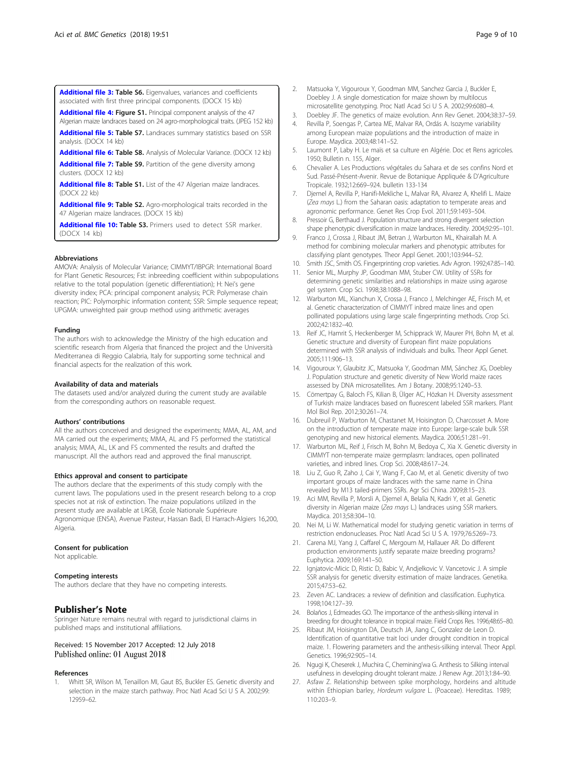**Additional file 3: Table S6.** Eigenvalues, variances and coefficients associated with first three principal components. (DOCX 15 kb)

**Additional file 4: Figure S1.** Principal component analysis of the 47 Algerian maize landraces based on 24 agro-morphological traits. (JPEG 152 kb)

**Additional file 5: Table S7.** Landraces summary statistics based on SSR analysis. (DOCX 14 kb)

**Additional file 6: Table S8.** Analysis of Molecular Variance. (DOCX 12 kb)

**Additional file 7: Table S9.** Partition of the gene diversity among clusters. (DOCX 12 kb)

**Additional file 8: Table S1.** List of the 47 Algerian maize landraces. (DOCX 22 kb)

**Additional file 9: Table S2.** Agro-morphological traits recorded in the 47 Algerian maize landraces. (DOCX 15 kb)

**Additional file 10: Table S3.** Primers used to detect SSR marker. (DOCX 14 kb)

### Abbreviations

AMOVA: Analysis of Molecular Variance; CIMMYT/IBPGR: International Board for Plant Genetic Resources; Fst: inbreeding coefficient within subpopulations relative to the total population (genetic differentiation); H: Nei's gene diversity index; PCA: principal component analysis; PCR: Polymerase chain reaction; PIC: Polymorphic information content; SSR: Simple sequence repeat; UPGMA: unweighted pair group method using arithmetic averages

### Funding

The authors wish to acknowledge the Ministry of the high education and scientific research from Algeria that financed the project and the Università Mediterranea di Reggio Calabria, Italy for supporting some technical and financial aspects for the realization of this work.

### Availability of data and materials

The datasets used and/or analyzed during the current study are available from the corresponding authors on reasonable request.

### Authors' contributions

All the authors conceived and designed the experiments; MMA, AL, AM, and MA carried out the experiments; MMA, AL and FS performed the statistical analysis; MMA, AL, LK and FS commented the results and drafted the manuscript. All the authors read and approved the final manuscript.

### Ethics approval and consent to participate

The authors declare that the experiments of this study comply with the current laws. The populations used in the present research belong to a crop species not at risk of extinction. The maize populations utilized in the present study are available at LRGB, École Nationale Supérieure Agronomique (ENSA), Avenue Pasteur, Hassan Badi, El Harrach-Algiers 16,200, Algeria.

### Consent for publication

Not applicable.

### Competing interests

The authors declare that they have no competing interests.

## Publisher's Note

Springer Nature remains neutral with regard to jurisdictional claims in published maps and institutional affiliations.

Received: 15 November 2017 Accepted: 12 July 2018
Published online: 01 August 2018

### References

1. Whitt SR, Wilson M, Tenaillon MI, Gaut BS, Buckler ES. Genetic diversity and selection in the maize starch pathway. Proc Natl Acad Sci U S A. 2002;99:12959–62.
2. Matsuoka Y, Vigouroux Y, Goodman MM, Sanchez Garcia J, Buckler E, Doebley J. A single domestication for maize shown by multilocus microsatellite genotyping. Proc Natl Acad Sci U S A. 2002;99:6080–4.
3. Doebley JF. The genetics of maize evolution. Ann Rev Genet. 2004;38:37–59.
4. Revilla P, Soengas P, Cartea ME, Malvar RA, Ordás A. Isozyme variability among European maize populations and the introduction of maize in Europe. Maydica. 2003;48:141–52.
5. Laumont P, Laby H. Le maïs et sa culture en Algérie. Doc et Rens agricoles. 1950; Bulletin n. 155, Alger.
6. Chevalier A. Les Productions végétales du Sahara et de ses confins Nord et Sud. Passé-Présent-Avenir. Revue de Botanique Appliquée & D'Agriculture Tropicale. 1932;12:669–924. bulletin 133-134
7. Djemel A, Revilla P, Hanifi-Mekliche L, Malvar RA, Alvarez A, Khelifi L. Maize (*Zea mays* L.) from the Saharan oasis: adaptation to temperate areas and agronomic performance. Genet Res Crop Evol. 2011;59:1493–504.
8. Pressoir G, Berthaud J. Population structure and strong divergent selection shape phenotypic diversification in maize landraces. Heredity. 2004;92:95–101.
9. Franco J, Crossa J, Ribaut JM, Betran J, Warburton ML, Khairallah M. A method for combining molecular markers and phenotypic attributes for classifying plant genotypes. Theor Appl Genet. 2001;103:944–52.
10. Smith JSC, Smith OS. Fingerprinting crop varieties. Adv Agron. 1992;47:85–140.
11. Senior ML, Murphy JP, Goodman MM, Stuber CW. Utility of SSRs for determining genetic similarities and relationships in maize using agarose gel system. Crop Sci. 1998;38:1088–98.
12. Warburton ML, Xianchun X, Crossa J, Franco J, Melchinger AE, Frisch M, et al. Genetic characterization of CIMMYT inbred maize lines and open pollinated populations using large scale fingerprinting methods. Crop Sci. 2002;42:1832–40.
13. Reif JC, Hamrit S, Heckenberger M, Schipprack W, Maurer PH, Bohn M, et al. Genetic structure and diversity of European flint maize populations determined with SSR analysis of individuals and bulks. Theor Appl Genet. 2005;111:906–13.
14. Vigouroux Y, Glaubitz JC, Matsuoka Y, Goodman MM, Sánchez JG, Doebley J. Population structure and genetic diversity of New World maize races assessed by DNA microsatellites. Am J Botany. 2008;95:1240–53.
15. Cömertpay G, Baloch FS, Kilian B, Ülger AC, Hözkan H. Diversity assessment of Turkish maize landraces based on fluorescent labeled SSR markers. Plant Mol Biol Rep. 2012;30:261–74.
16. Dubreuil P, Warburton M, Chastanet M, Hoisington D, Charcosset A. More on the introduction of temperate maize into Europe: large-scale bulk SSR genotyping and new historical elements. Maydica. 2006;51:281–91.
17. Warburton ML, Reif J, Frisch M, Bohn M, Bedoya C, Xia X. Genetic diversity in CIMMYT non-temperate maize germplasm: landraces, open pollinated varieties, and inbred lines. Crop Sci. 2008;48:617–24.
18. Liu Z, Guo R, Zaho J, Cai Y, Wang F, Cao M, et al. Genetic diversity of two important groups of maize landraces with the same name in China revealed by M13 tailed-primers SSRs. Agr Sci China. 2009;8:15–23.
19. Aci MM, Revilla P, Morsli A, Djemel A, Belalia N, Kadri Y, et al. Genetic diversity in Algerian maize (*Zea mays* L.) landraces using SSR markers. Maydica. 2013;58:304–10.
20. Nei M, Li W. Mathematical model for studying genetic variation in terms of restriction endonucleases. Proc Natl Acad Sci U S A. 1979;76:5269–73.
21. Carena MJ, Yang J, Caffarel C, Mergoum M, Hallauer AR. Do different production environments justify separate maize breeding programs? Euphytica. 2009;169:141–50.
22. Ignjatovic-Micic D, Ristic D, Babic V, Andjelkovic V. Vancetovic J. A simple SSR analysis for genetic diversity estimation of maize landraces. Genetika. 2015;47:53–62.
23. Zeven AC. Landraces: a review of definition and classification. Euphytica. 1998;104:127–39.
24. Bolaños J, Edmeades GO. The importance of the anthesis-silking interval in breeding for drought tolerance in tropical maize. Field Crops Res. 1996;48:65–80.
25. Ribaut JM, Hoisington DA, Deutsch JA, Jiang C, Gonzalez de Leon D. Identification of quantitative trait loci under drought condition in tropical maize. 1. Flowering parameters and the anthesis-silking interval. Theor Appl. Genetics. 1996;92:905–14.
26. Ngugi K, Cheserek J, Muchira C, Chemining'wa G. Anthesis to Silking interval usefulness in developing drought tolerant maize. J Renew Agr. 2013;1:84–90.
27. Asfaw Z. Relationship between spike morphology, hordeins and altitude within Ethiopian barley, *Hordeum vulgare* L. (Poaceae). Hereditas. 1989;110:203–9.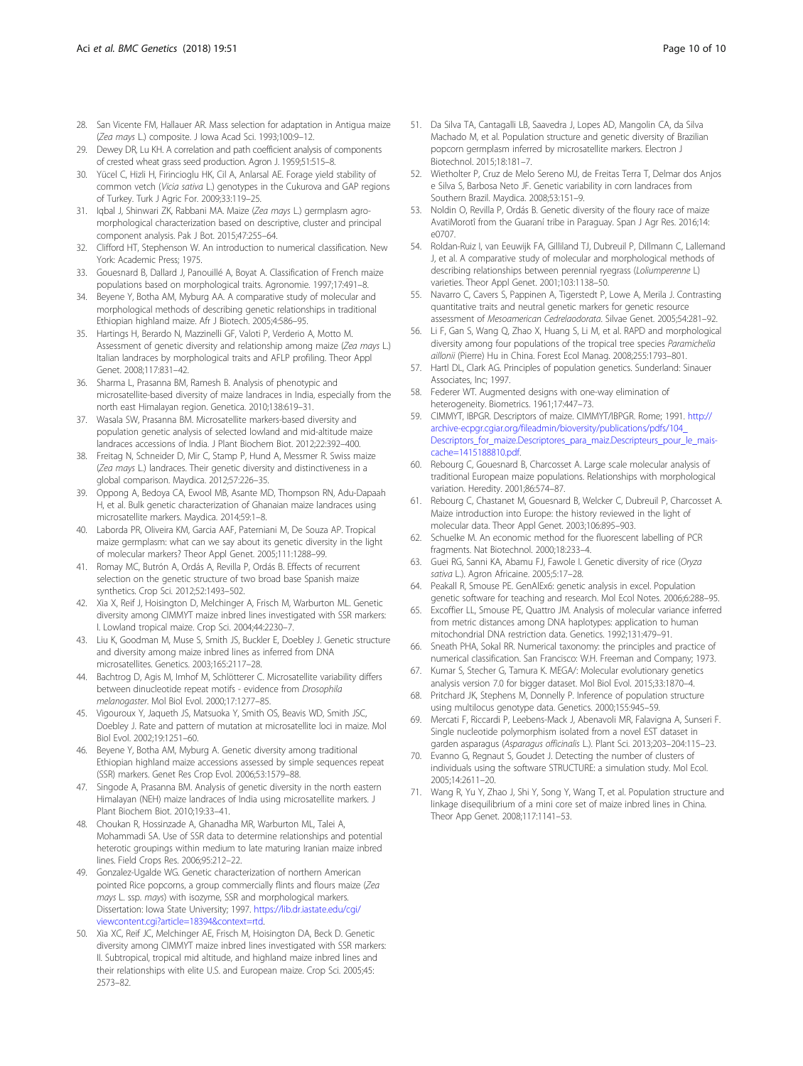28. San Vicente FM, Hallauer AR. Mass selection for adaptation in Antigua maize (*Zea mays* L.) composite. J Iowa Acad Sci. 1993;100:9–12.
29. Dewey DR, Lu KH. A correlation and path coefficient analysis of components of crested wheat grass seed production. Agron J. 1959;51:515–8.
30. Yücel C, Hizli H, Firincioglu HK, Cil A, Anlarsal AE. Forage yield stability of common vetch (*Vicia sativa* L.) genotypes in the Cukurova and GAP regions of Turkey. Turk J Agric For. 2009;33:119–25.
31. Iqbal J, Shinwari ZK, Rabbani MA. Maize (*Zea mays* L.) germplasm agro-morphological characterization based on descriptive, cluster and principal component analysis. Pak J Bot. 2015;47:255–64.
32. Clifford HT, Stephenson W. An introduction to numerical classification. New York: Academic Press; 1975.
33. Gouesnard B, Dallard J, Panouillé A, Boyat A. Classification of French maize populations based on morphological traits. Agronomie. 1997;17:491–8.
34. Beyene Y, Botha AM, Myburg AA. A comparative study of molecular and morphological methods of describing genetic relationships in traditional Ethiopian highland maize. Afr J Biotech. 2005;4:586–95.
35. Hartings H, Berardo N, Mazzinelli GF, Valoti P, Verderio A, Motto M. Assessment of genetic diversity and relationship among maize (*Zea mays* L.) Italian landraces by morphological traits and AFLP profiling. Theor Appl Genet. 2008;117:831–42.
36. Sharma L, Prasanna BM, Ramesh B. Analysis of phenotypic and microsatellite-based diversity of maize landraces in India, especially from the north east Himalayan region. Genetica. 2010;138:619–31.
37. Wasala SW, Prasanna BM. Microsatellite markers-based diversity and population genetic analysis of selected lowland and mid-altitude maize landraces accessions of India. J Plant Biochem Biot. 2012;22:392–400.
38. Freitag N, Schneider D, Mir C, Stamp P, Hund A, Messmer R. Swiss maize (*Zea mays* L.) landraces. Their genetic diversity and distinctiveness in a global comparison. Maydica. 2012;57:226–35.
39. Oppong A, Bedoya CA, Ewool MB, Asante MD, Thompson RN, Adu-Dapaah H, et al. Bulk genetic characterization of Ghanaian maize landraces using microsatellite markers. Maydica. 2014;59:1–8.
40. Laborda PR, Oliveira KM, Garcia AAF, Paterniani M, De Souza AP. Tropical maize germplasm: what can we say about its genetic diversity in the light of molecular markers? Theor Appl Genet. 2005;111:1288–99.
41. Romay MC, Butrón A, Ordás A, Revilla P, Ordás B. Effects of recurrent selection on the genetic structure of two broad base Spanish maize synthetics. Crop Sci. 2012;52:1493–502.
42. Xia X, Reif J, Hoisington D, Melchinger A, Frisch M, Warburton ML. Genetic diversity among CIMMYT maize inbred lines investigated with SSR markers: I. Lowland tropical maize. Crop Sci. 2004;44:2230–7.
43. Liu K, Goodman M, Muse S, Smith JS, Buckler E, Doebley J. Genetic structure and diversity among maize inbred lines as inferred from DNA microsatellites. Genetics. 2003;165:2117–28.
44. Bachtrog D, Agis M, Imhof M, Schlötterer C. Microsatellite variability differs between dinucleotide repeat motifs - evidence from *Drosophila melanogaster*. Mol Biol Evol. 2000;17:1277–85.
45. Vigouroux Y, Jaqueth JS, Matsuoka Y, Smith OS, Beavis WD, Smith JSC, Doebley J. Rate and pattern of mutation at microsatellite loci in maize. Mol Biol Evol. 2002;19:1251–60.
46. Beyene Y, Botha AM, Myburg A. Genetic diversity among traditional Ethiopian highland maize accessions assessed by simple sequences repeat (SSR) markers. Genet Res Crop Evol. 2006;53:1579–88.
47. Singode A, Prasanna BM. Analysis of genetic diversity in the north eastern Himalayan (NEH) maize landraces of India using microsatellite markers. J Plant Biochem Biot. 2010;19:33–41.
48. Choukan R, Hossinzade A, Ghanadha MR, Warburton ML, Talei A, Mohammadi SA. Use of SSR data to determine relationships and potential heterotic groupings within medium to late maturing Iranian maize inbred lines. Field Crops Res. 2006;95:212–22.
49. Gonzalez-Ugalde WG. Genetic characterization of northern American pointed Rice popcorns, a group commercially flints and flours maize (*Zea mays* L. ssp. *mays*) with isozyme, SSR and morphological markers. Dissertation: Iowa State University; 1997. https://lib.dr.iastate.edu/cgi/viewcontent.cgi?article=18394&context=rtd.
50. Xia XC, Reif JC, Melchinger AE, Frisch M, Hoisington DA, Beck D. Genetic diversity among CIMMYT maize inbred lines investigated with SSR markers: II. Subtropical, tropical mid altitude, and highland maize inbred lines and their relationships with elite U.S. and European maize. Crop Sci. 2005;45:2573–82.
51. Da Silva TA, Cantagalli LB, Saavedra J, Lopes AD, Mangolin CA, da Silva Machado M, et al. Population structure and genetic diversity of Brazilian popcorn germplasm inferred by microsatellite markers. Electron J Biotechnol. 2015;18:181–7.
52. Wietholter P, Cruz de Melo Sereno MJ, de Freitas Terra T, Delmar dos Anjos e Silva S, Barbosa Neto JF. Genetic variability in corn landraces from Southern Brazil. Maydica. 2008;53:151–9.
53. Noldin O, Revilla P, Ordás B. Genetic diversity of the floury race of maize AvatiMorotî from the Guaraní tribe in Paraguay. Span J Agr Res. 2016;14:e0707.
54. Roldan-Ruiz I, van Eeuwijk FA, Gilliland TJ, Dubreuil P, Dillmann C, Lallemand J, et al. A comparative study of molecular and morphological methods of describing relationships between perennial ryegrass (*Loliumperenne* L) varieties. Theor Appl Genet. 2001;103:1138–50.
55. Navarro C, Cavers S, Pappinen A, Tigerstedt P, Lowe A, Merila J. Contrasting quantitative traits and neutral genetic markers for genetic resource assessment of *Mesoamerican Cedrelaodorata*. Silvae Genet. 2005;54:281–92.
56. Li F, Gan S, Wang Q, Zhao X, Huang S, Li M, et al. RAPD and morphological diversity among four populations of the tropical tree species *Paramichelia aillonii* (Pierre) Hu in China. Forest Ecol Manag. 2008;255:1793–801.
57. Hartl DL, Clark AG. Principles of population genetics. Sunderland: Sinauer Associates, Inc; 1997.
58. Federer WT. Augmented designs with one-way elimination of heterogeneity. Biometrics. 1961;17:447–73.
59. CIMMYT, IBPGR. Descriptors of maize. CIMMYT/IBPGR. Rome; 1991. http://archive-ecpgr.cgiar.org/fileadmin/bioversity/publications/pdfs/104_Descriptors_for_maize.Descriptores_para_maiz.Descripteurs_pour_le_mais-cache=1415188810.pdf.
60. Rebourg C, Gouesnard B, Charcosset A. Large scale molecular analysis of traditional European maize populations. Relationships with morphological variation. Heredity. 2001;86:574–87.
61. Rebourg C, Chastanet M, Gouesnard B, Welcker C, Dubreuil P, Charcosset A. Maize introduction into Europe: the history reviewed in the light of molecular data. Theor Appl Genet. 2003;106:895–903.
62. Schuelke M. An economic method for the fluorescent labelling of PCR fragments. Nat Biotechnol. 2000;18:233–4.
63. Guei RG, Sanni KA, Abamu FJ, Fawole I. Genetic diversity of rice (*Oryza sativa* L.). Agron Africaine. 2005;5:17–28.
64. Peakall R, Smouse PE. GenAlEx6: genetic analysis in excel. Population genetic software for teaching and research. Mol Ecol Notes. 2006;6:288–95.
65. Excoffier LL, Smouse PE, Quattro JM. Analysis of molecular variance inferred from metric distances among DNA haplotypes: application to human mitochondrial DNA restriction data. Genetics. 1992;131:479–91.
66. Sneath PHA, Sokal RR. Numerical taxonomy: the principles and practice of numerical classification. San Francisco: W.H. Freeman and Company; 1973.
67. Kumar S, Stecher G, Tamura K. MEGA/: Molecular evolutionary genetics analysis version 7.0 for bigger dataset. Mol Biol Evol. 2015;33:1870–4.
68. Pritchard JK, Stephens M, Donnelly P. Inference of population structure using multilocus genotype data. Genetics. 2000;155:945–59.
69. Mercati F, Riccardi P, Leebens-Mack J, Abenavoli MR, Falavigna A, Sunseri F. Single nucleotide polymorphism isolated from a novel EST dataset in garden asparagus (*Asparagus officinalis* L.). Plant Sci. 2013;203–204:115–23.
70. Evanno G, Regnaut S, Goudet J. Detecting the number of clusters of individuals using the software STRUCTURE: a simulation study. Mol Ecol. 2005;14:2611–20.
71. Wang R, Yu Y, Zhao J, Shi Y, Song Y, Wang T, et al. Population structure and linkage disequilibrium of a mini core set of maize inbred lines in China. Theor App Genet. 2008;117:1141–53.